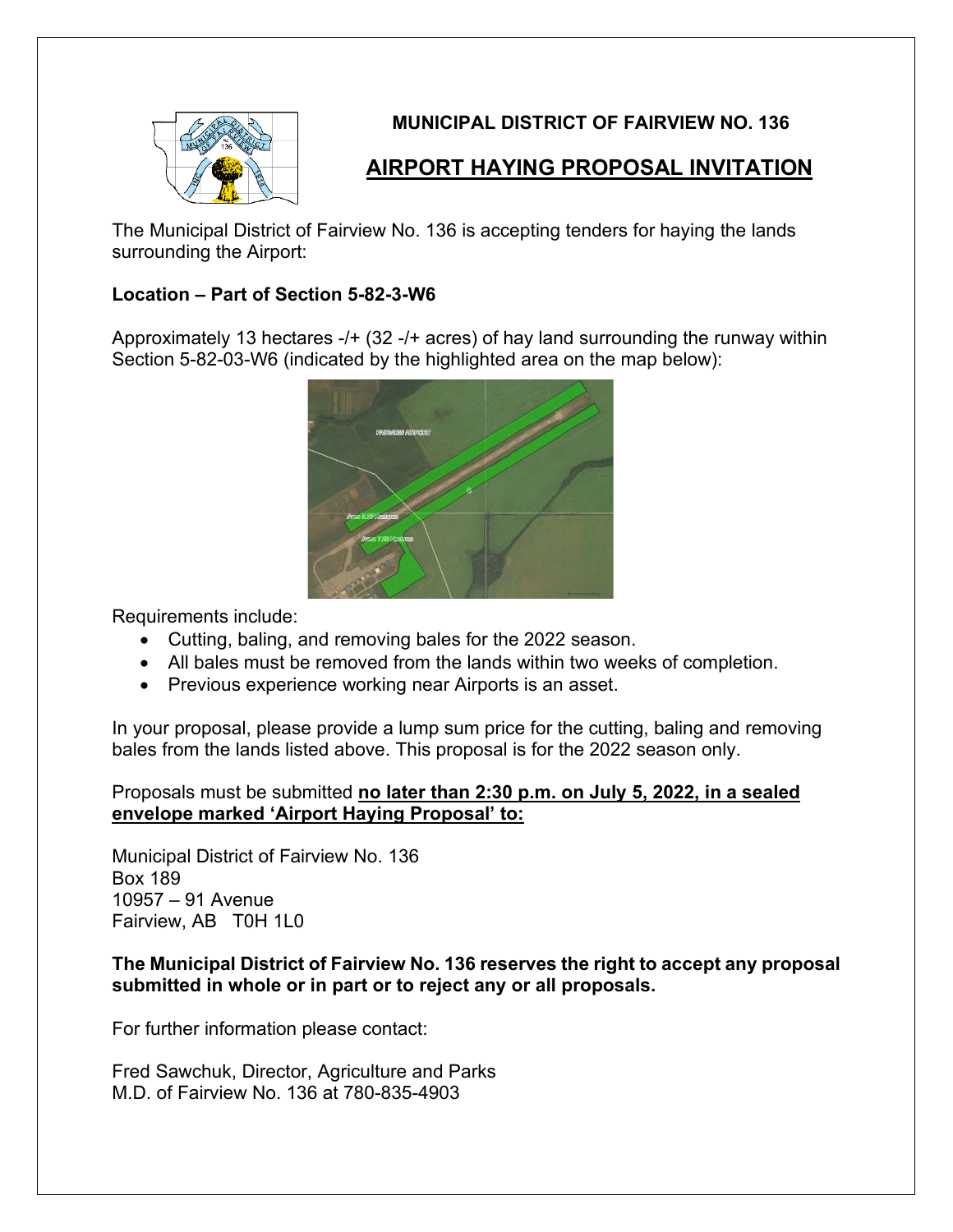**MUNICIPAL DISTRICT OF FAIRVIEW NO. 136**

# AIRPORT HAYING PROPOSAL INVITATION

The Municipal District of Fairview No. 136 is accepting tenders for haying the lands surrounding the Airport:

**Location – Part of Section 5-82-3-W6**

Approximately 13 hectares -/+ (32 -/+ acres) of hay land surrounding the runway within Section 5-82-03-W6 (indicated by the highlighted area on the map below):

Requirements include:

- Cutting, baling, and removing bales for the 2022 season.
- All bales must be removed from the lands within two weeks of completion.
- Previous experience working near Airports is an asset.

In your proposal, please provide a lump sum price for the cutting, baling and removing bales from the lands listed above. This proposal is for the 2022 season only.

Proposals must be submitted **no later than 2:30 p.m. on July 5, 2022, in a sealed envelope marked 'Airport Haying Proposal' to:**

Municipal District of Fairview No. 136
Box 189
10957 – 91 Avenue
Fairview, AB T0H 1L0

**The Municipal District of Fairview No. 136 reserves the right to accept any proposal submitted in whole or in part or to reject any or all proposals.**

For further information please contact:

Fred Sawchuk, Director, Agriculture and Parks
M.D. of Fairview No. 136 at 780-835-4903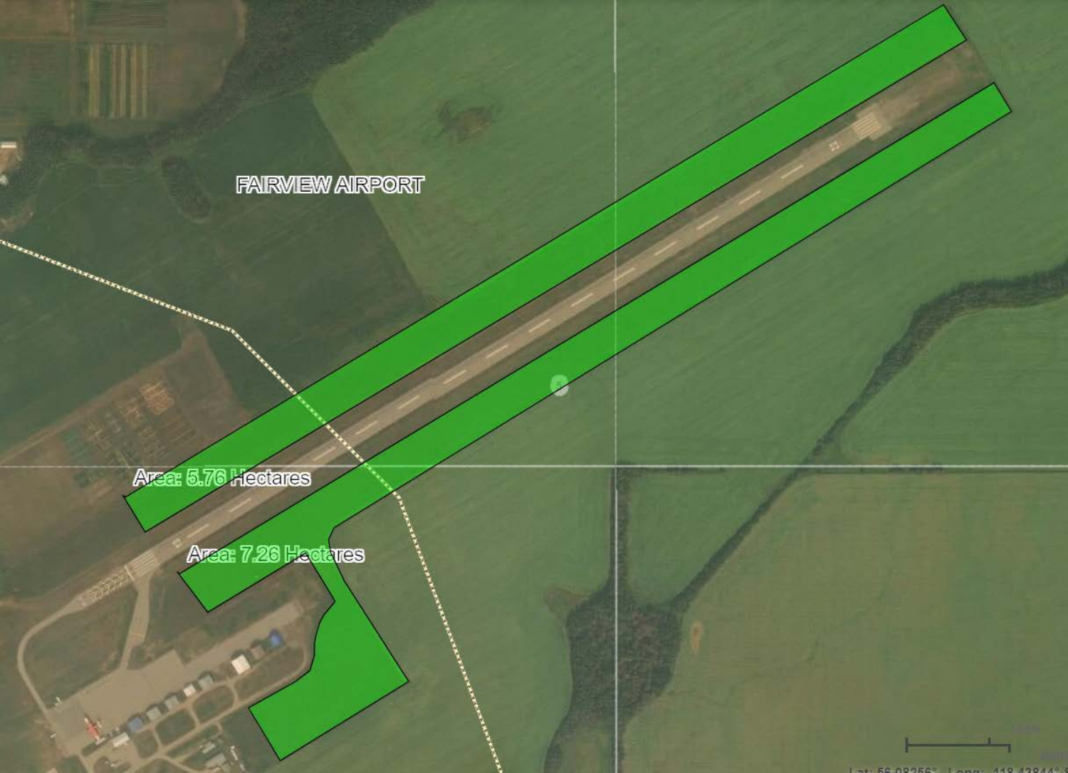FAIRVIEW AIRPORT

Area: 5.76 Hectares

Area: 7.26 Hectares